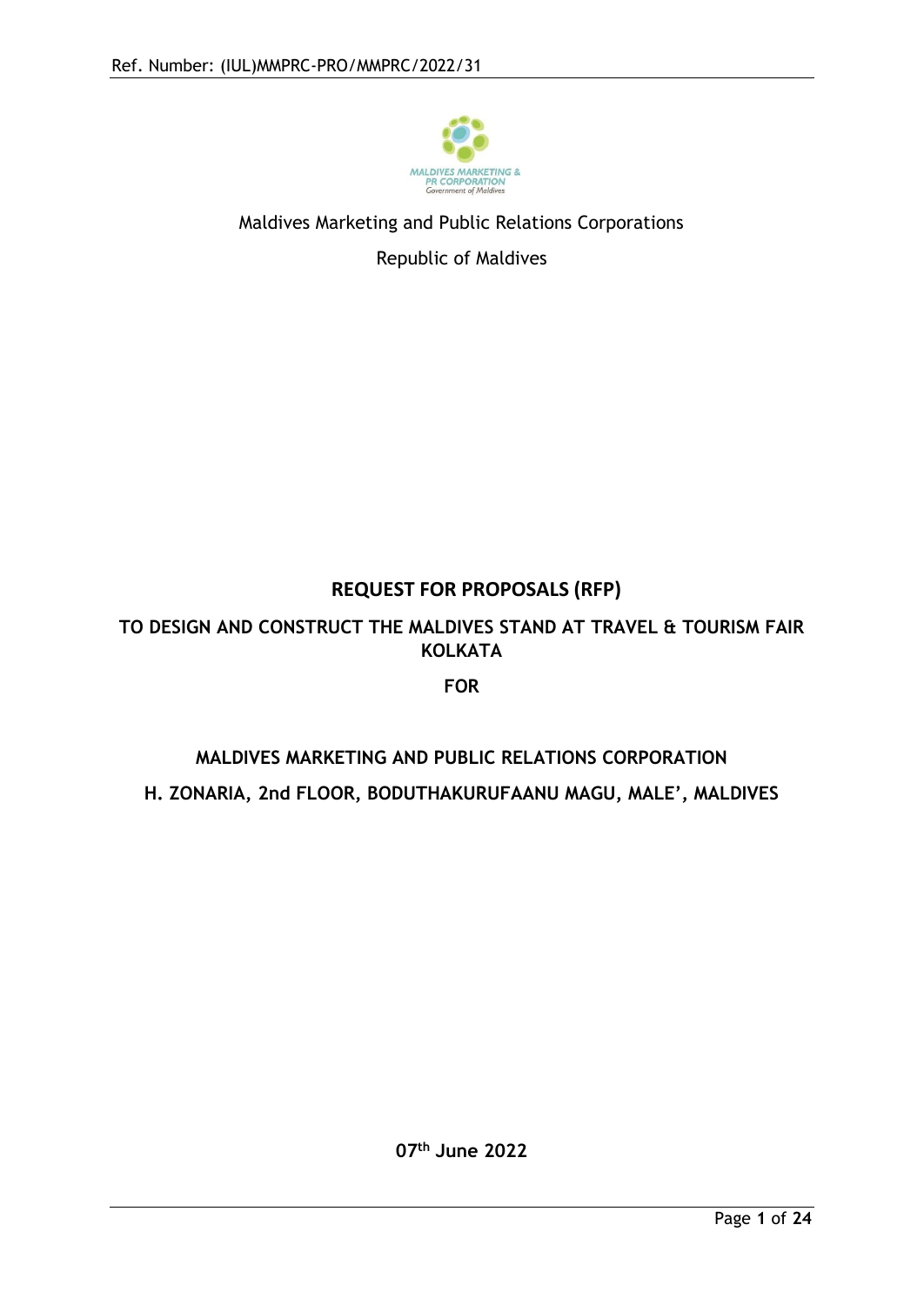Ref. Number: (IUL)MMPRC-PRO/MMPRC/2022/31

Maldives Marketing and Public Relations Corporations

Republic of Maldives

# REQUEST FOR PROPOSALS (RFP)

## TO DESIGN AND CONSTRUCT THE MALDIVES STAND AT TRAVEL & TOURISM FAIR KOLKATA

**FOR**

**MALDIVES MARKETING AND PUBLIC RELATIONS CORPORATION**

**H. ZONARIA, 2nd FLOOR, BODUTHAKURUFAANU MAGU, MALE', MALDIVES**

**07th June 2022**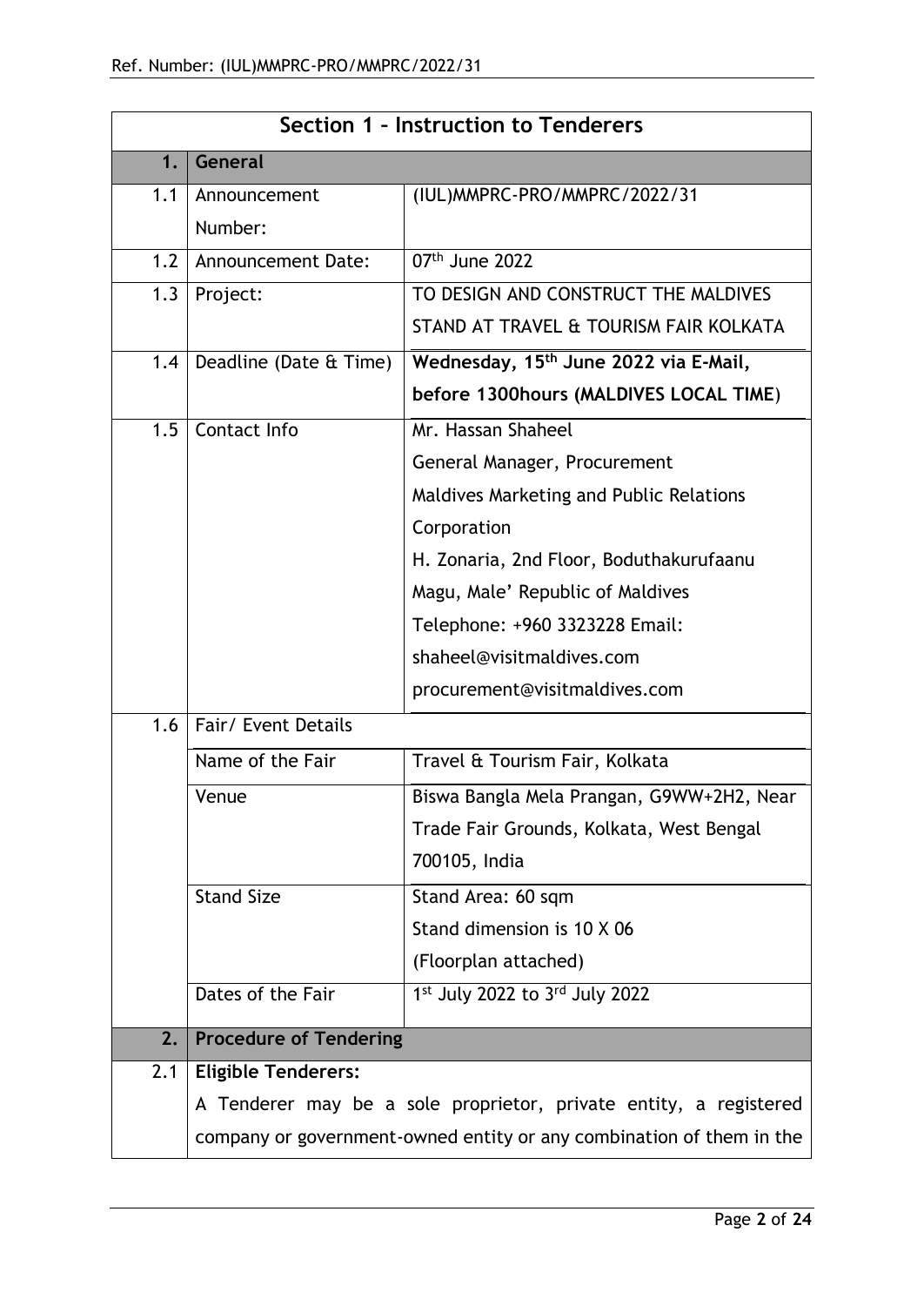| Section 1 – Instruction to Tenderers | | |
|---|---|---|
| **1.** | **General** | |
| 1.1 | Announcement Number: | (IUL)MMPRC-PRO/MMPRC/2022/31 |
| 1.2 | Announcement Date: | 07th June 2022 |
| 1.3 | Project: | TO DESIGN AND CONSTRUCT THE MALDIVES STAND AT TRAVEL & TOURISM FAIR KOLKATA |
| 1.4 | Deadline (Date & Time) | **Wednesday, 15th June 2022 via E-Mail, before 1300hours (MALDIVES LOCAL TIME)** |
| 1.5 | Contact Info | Mr. Hassan Shaheel<br>General Manager, Procurement<br>Maldives Marketing and Public Relations Corporation<br>H. Zonaria, 2nd Floor, Boduthakurufaanu Magu, Male' Republic of Maldives<br>Telephone: +960 3323228 Email:<br>shaheel@visitmaldives.com<br>procurement@visitmaldives.com |
| 1.6 | Fair/ Event Details | |
| | Name of the Fair | Travel & Tourism Fair, Kolkata |
| | Venue | Biswa Bangla Mela Prangan, G9WW+2H2, Near Trade Fair Grounds, Kolkata, West Bengal 700105, India |
| | Stand Size | Stand Area: 60 sqm<br>Stand dimension is 10 X 06<br>(Floorplan attached) |
| | Dates of the Fair | 1st July 2022 to 3rd July 2022 |
| **2.** | **Procedure of Tendering** | |
| 2.1 | **Eligible Tenderers:**<br>A Tenderer may be a sole proprietor, private entity, a registered company or government-owned entity or any combination of them in the | |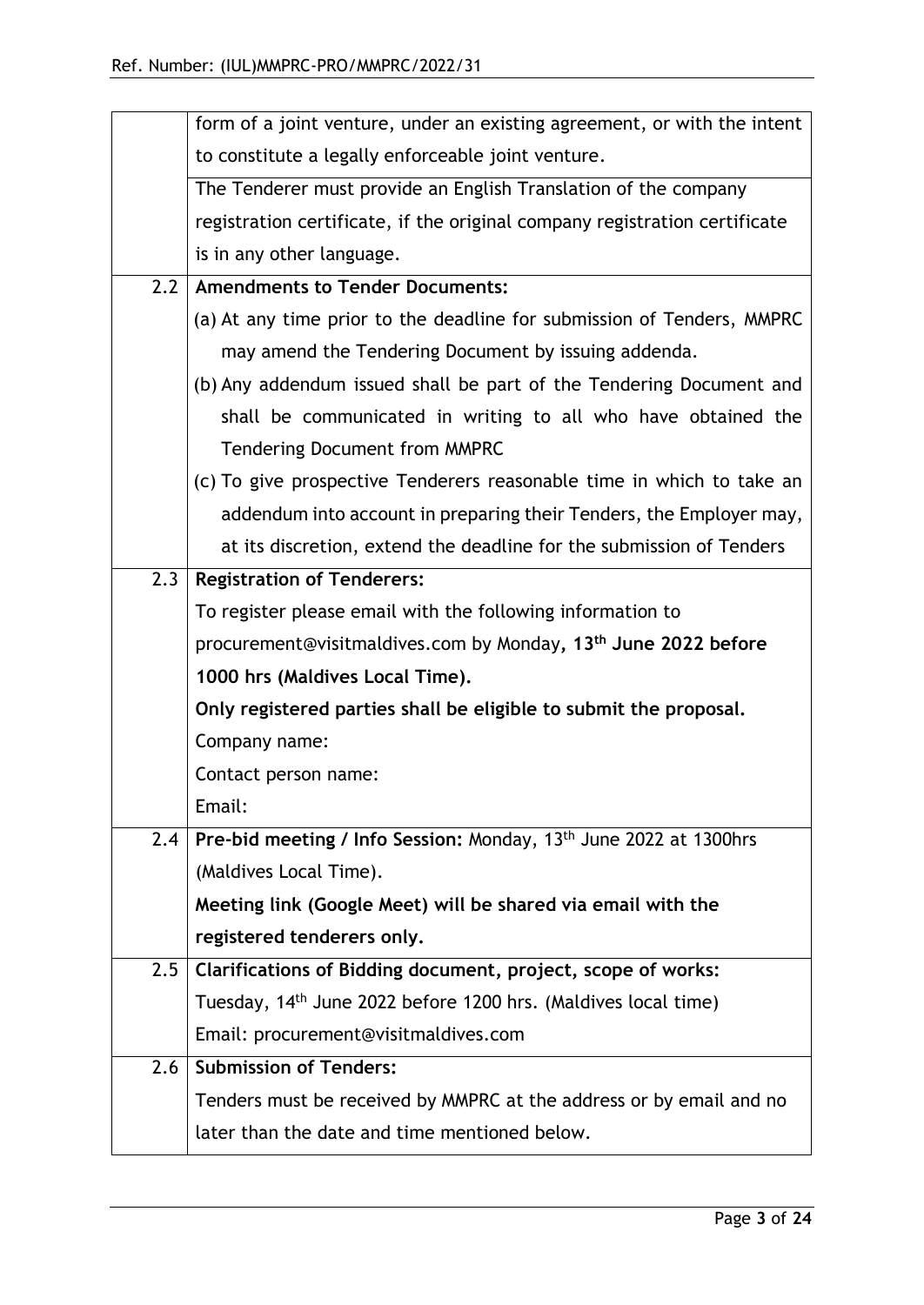| | |
|---|---|
| | form of a joint venture, under an existing agreement, or with the intent to constitute a legally enforceable joint venture. |
| | The Tenderer must provide an English Translation of the company registration certificate, if the original company registration certificate is in any other language. |
| 2.2 | **Amendments to Tender Documents:**<br>(a) At any time prior to the deadline for submission of Tenders, MMPRC may amend the Tendering Document by issuing addenda.<br>(b) Any addendum issued shall be part of the Tendering Document and shall be communicated in writing to all who have obtained the Tendering Document from MMPRC<br>(c) To give prospective Tenderers reasonable time in which to take an addendum into account in preparing their Tenders, the Employer may, at its discretion, extend the deadline for the submission of Tenders |
| 2.3 | **Registration of Tenderers:**<br>To register please email with the following information to procurement@visitmaldives.com by Monday**, 13th June 2022 before 1000 hrs (Maldives Local Time).**<br>**Only registered parties shall be eligible to submit the proposal.**<br>Company name:<br>Contact person name:<br>Email: |
| 2.4 | **Pre-bid meeting / Info Session:** Monday, 13th June 2022 at 1300hrs (Maldives Local Time).<br>**Meeting link (Google Meet) will be shared via email with the registered tenderers only.** |
| 2.5 | **Clarifications of Bidding document, project, scope of works:**<br>Tuesday, 14th June 2022 before 1200 hrs. (Maldives local time)<br>Email: procurement@visitmaldives.com |
| 2.6 | **Submission of Tenders:**<br>Tenders must be received by MMPRC at the address or by email and no later than the date and time mentioned below. |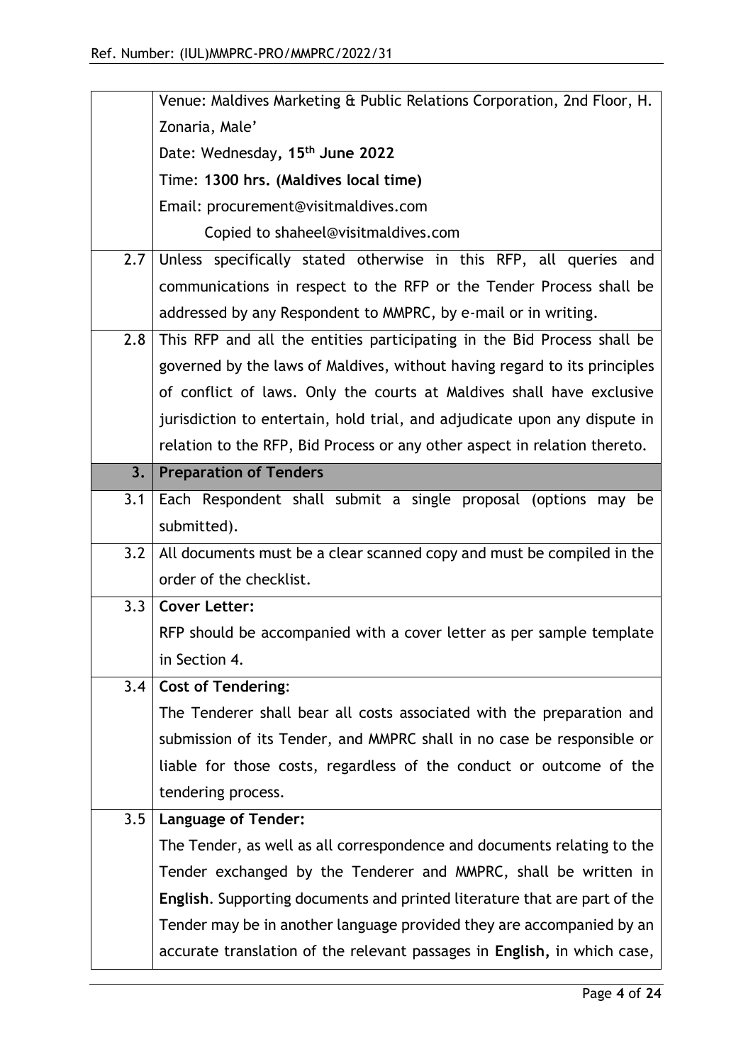|  |  |
|---|---|
|  | Venue: Maldives Marketing & Public Relations Corporation, 2nd Floor, H. Zonaria, Male'<br>Date: Wednesday, **15th June 2022**<br>Time: **1300 hrs. (Maldives local time)**<br>Email: procurement@visitmaldives.com<br>Copied to shaheel@visitmaldives.com |
| 2.7 | Unless specifically stated otherwise in this RFP, all queries and communications in respect to the RFP or the Tender Process shall be addressed by any Respondent to MMPRC, by e-mail or in writing. |
| 2.8 | This RFP and all the entities participating in the Bid Process shall be governed by the laws of Maldives, without having regard to its principles of conflict of laws. Only the courts at Maldives shall have exclusive jurisdiction to entertain, hold trial, and adjudicate upon any dispute in relation to the RFP, Bid Process or any other aspect in relation thereto. |
| **3.** | **Preparation of Tenders** |
| 3.1 | Each Respondent shall submit a single proposal (options may be submitted). |
| 3.2 | All documents must be a clear scanned copy and must be compiled in the order of the checklist. |
| 3.3 | **Cover Letter:**<br>RFP should be accompanied with a cover letter as per sample template in Section 4. |
| 3.4 | **Cost of Tendering**:<br>The Tenderer shall bear all costs associated with the preparation and submission of its Tender, and MMPRC shall in no case be responsible or liable for those costs, regardless of the conduct or outcome of the tendering process. |
| 3.5 | **Language of Tender:**<br>The Tender, as well as all correspondence and documents relating to the Tender exchanged by the Tenderer and MMPRC, shall be written in **English**. Supporting documents and printed literature that are part of the Tender may be in another language provided they are accompanied by an accurate translation of the relevant passages in **English,** in which case, |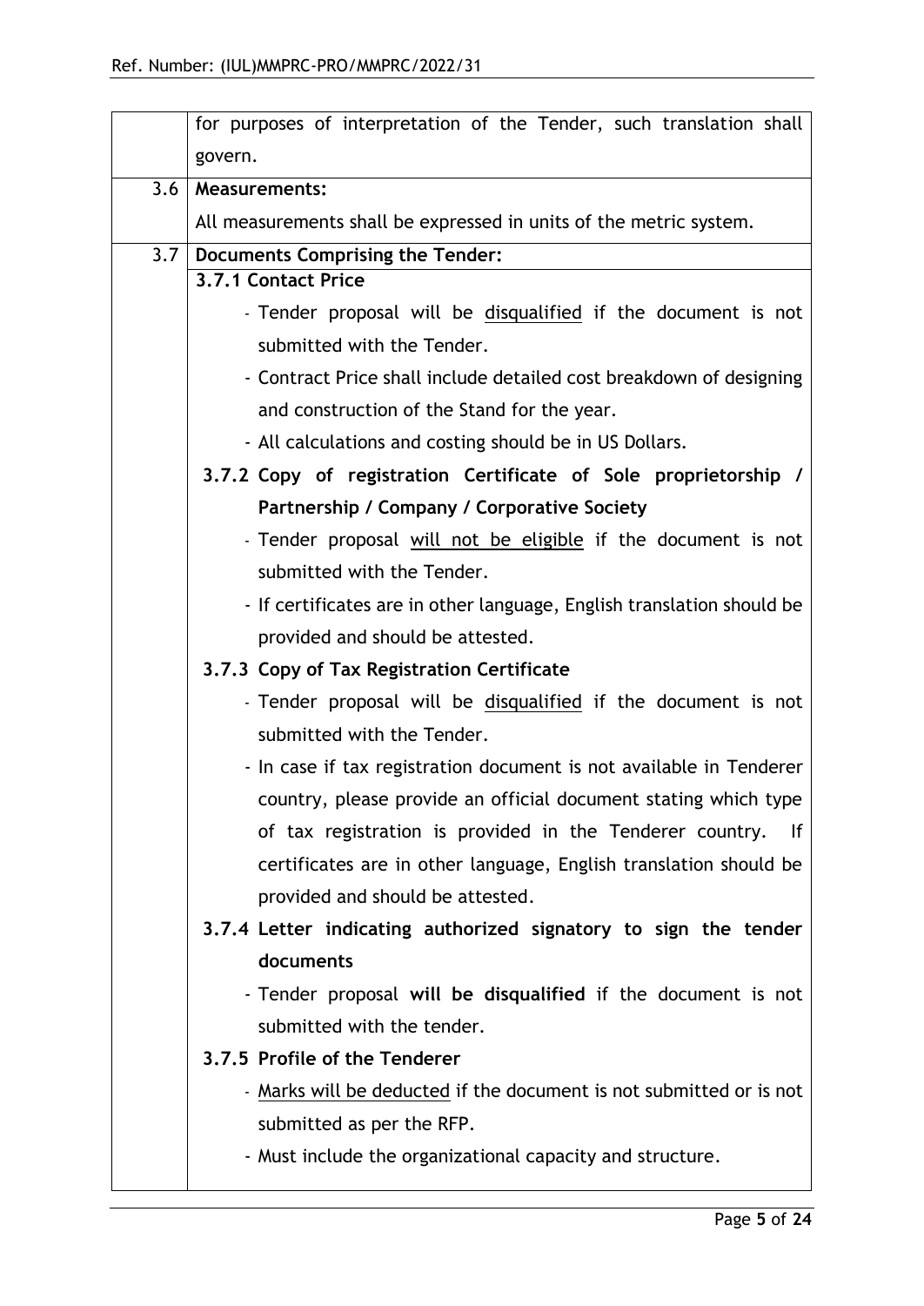|  | for purposes of interpretation of the Tender, such translation shall govern. |
|---|---|
| 3.6 | **Measurements:**<br>All measurements shall be expressed in units of the metric system. |
| 3.7 | **Documents Comprising the Tender:** |
|  | **3.7.1 Contact Price**<br>- Tender proposal will be <u>disqualified</u> if the document is not submitted with the Tender.<br>- Contract Price shall include detailed cost breakdown of designing and construction of the Stand for the year.<br>- All calculations and costing should be in US Dollars.<br>**3.7.2 Copy of registration Certificate of Sole proprietorship / Partnership / Company / Corporative Society**<br>- Tender proposal <u>will not be eligible</u> if the document is not submitted with the Tender.<br>- If certificates are in other language, English translation should be provided and should be attested.<br>**3.7.3 Copy of Tax Registration Certificate**<br>- Tender proposal will be <u>disqualified</u> if the document is not submitted with the Tender.<br>- In case if tax registration document is not available in Tenderer country, please provide an official document stating which type of tax registration is provided in the Tenderer country. If certificates are in other language, English translation should be provided and should be attested.<br>**3.7.4 Letter indicating authorized signatory to sign the tender documents**<br>- Tender proposal **will be disqualified** if the document is not submitted with the tender.<br>**3.7.5 Profile of the Tenderer**<br>- <u>Marks will be deducted</u> if the document is not submitted or is not submitted as per the RFP.<br>- Must include the organizational capacity and structure. |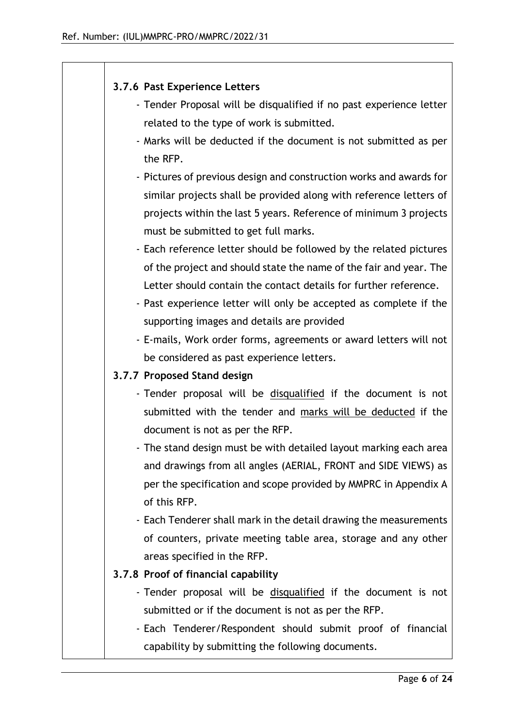### 3.7.6 Past Experience Letters

- Tender Proposal will be disqualified if no past experience letter related to the type of work is submitted.
- Marks will be deducted if the document is not submitted as per the RFP.
- Pictures of previous design and construction works and awards for similar projects shall be provided along with reference letters of projects within the last 5 years. Reference of minimum 3 projects must be submitted to get full marks.
- Each reference letter should be followed by the related pictures of the project and should state the name of the fair and year. The Letter should contain the contact details for further reference.
- Past experience letter will only be accepted as complete if the supporting images and details are provided
- E-mails, Work order forms, agreements or award letters will not be considered as past experience letters.

### 3.7.7 Proposed Stand design

- Tender proposal will be <u>disqualified</u> if the document is not submitted with the tender and <u>marks will be deducted</u> if the document is not as per the RFP.
- The stand design must be with detailed layout marking each area and drawings from all angles (AERIAL, FRONT and SIDE VIEWS) as per the specification and scope provided by MMPRC in Appendix A of this RFP.
- Each Tenderer shall mark in the detail drawing the measurements of counters, private meeting table area, storage and any other areas specified in the RFP.

### 3.7.8 Proof of financial capability

- Tender proposal will be <u>disqualified</u> if the document is not submitted or if the document is not as per the RFP.
- Each Tenderer/Respondent should submit proof of financial capability by submitting the following documents.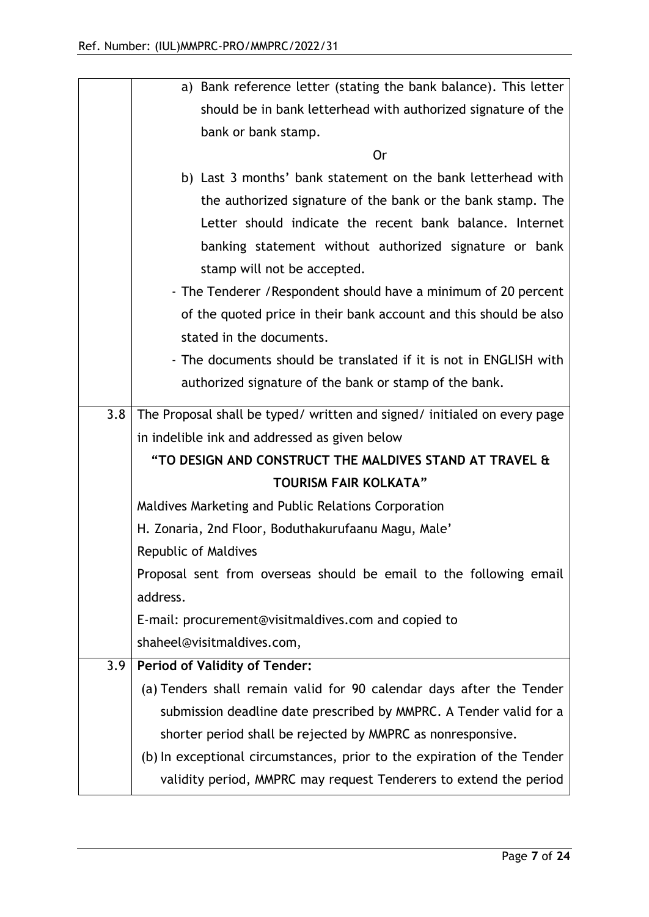| | |
|---|---|
| | a) Bank reference letter (stating the bank balance). This letter should be in bank letterhead with authorized signature of the bank or bank stamp.<br><br>Or<br><br>b) Last 3 months' bank statement on the bank letterhead with the authorized signature of the bank or the bank stamp. The Letter should indicate the recent bank balance. Internet banking statement without authorized signature or bank stamp will not be accepted.<br><br>- The Tenderer /Respondent should have a minimum of 20 percent of the quoted price in their bank account and this should be also stated in the documents.<br>- The documents should be translated if it is not in ENGLISH with authorized signature of the bank or stamp of the bank. |
| 3.8 | The Proposal shall be typed/ written and signed/ initialed on every page in indelible ink and addressed as given below<br><br>**"TO DESIGN AND CONSTRUCT THE MALDIVES STAND AT TRAVEL & TOURISM FAIR KOLKATA"**<br><br>Maldives Marketing and Public Relations Corporation<br>H. Zonaria, 2nd Floor, Boduthakurufaanu Magu, Male'<br>Republic of Maldives<br>Proposal sent from overseas should be email to the following email address.<br>E-mail: procurement@visitmaldives.com and copied to shaheel@visitmaldives.com, |
| 3.9 | **Period of Validity of Tender:**<br><br>(a) Tenders shall remain valid for 90 calendar days after the Tender submission deadline date prescribed by MMPRC. A Tender valid for a shorter period shall be rejected by MMPRC as nonresponsive.<br>(b) In exceptional circumstances, prior to the expiration of the Tender validity period, MMPRC may request Tenderers to extend the period |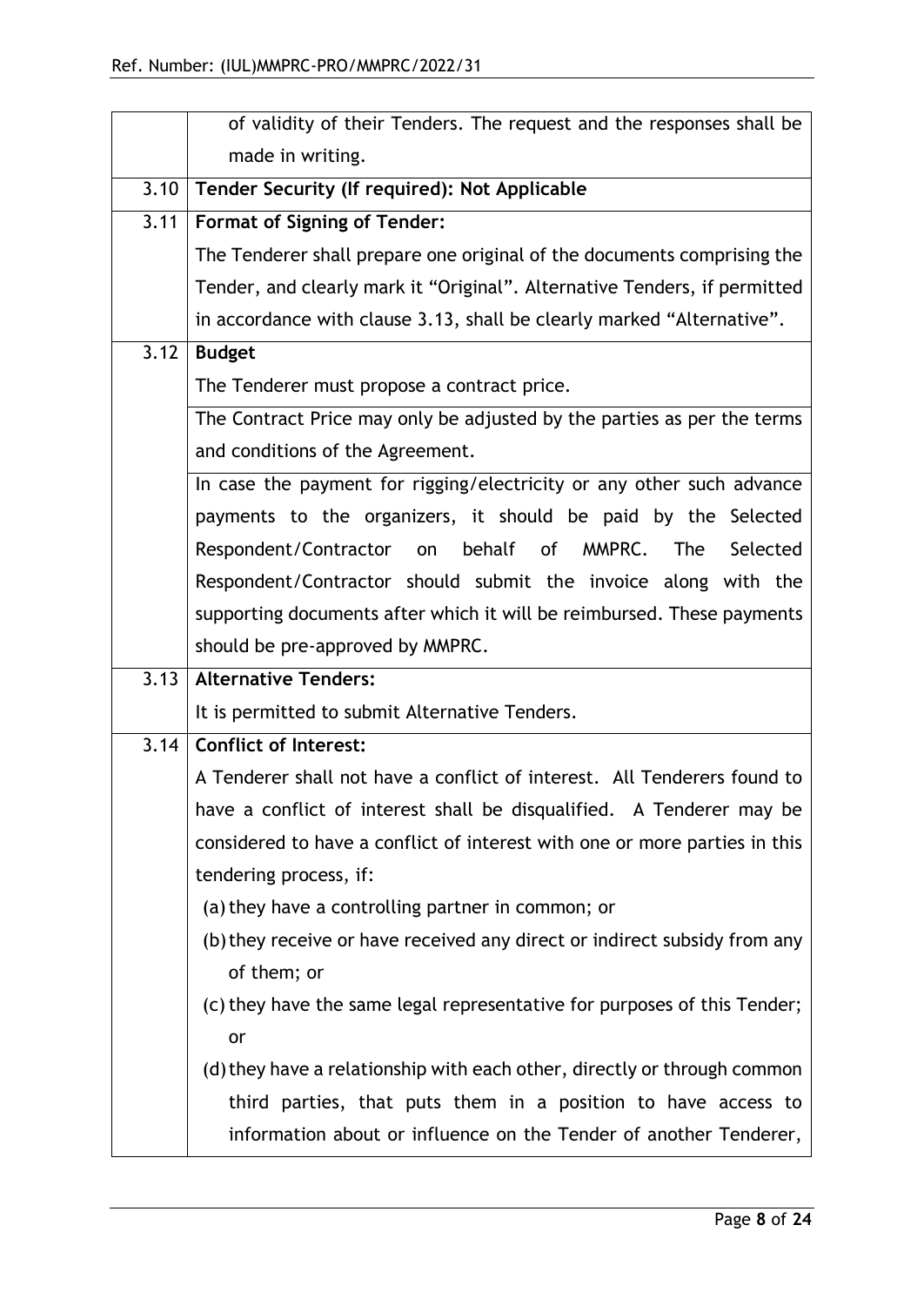| | |
|---|---|
| | of validity of their Tenders. The request and the responses shall be made in writing. |
| 3.10 | **Tender Security (If required): Not Applicable** |
| 3.11 | **Format of Signing of Tender:**<br>The Tenderer shall prepare one original of the documents comprising the Tender, and clearly mark it "Original". Alternative Tenders, if permitted in accordance with clause 3.13, shall be clearly marked "Alternative". |
| 3.12 | **Budget**<br>The Tenderer must propose a contract price. |
| | The Contract Price may only be adjusted by the parties as per the terms and conditions of the Agreement. |
| | In case the payment for rigging/electricity or any other such advance payments to the organizers, it should be paid by the Selected Respondent/Contractor on behalf of MMPRC. The Selected Respondent/Contractor should submit the invoice along with the supporting documents after which it will be reimbursed. These payments should be pre-approved by MMPRC. |
| 3.13 | **Alternative Tenders:**<br>It is permitted to submit Alternative Tenders. |
| 3.14 | **Conflict of Interest:**<br>A Tenderer shall not have a conflict of interest. All Tenderers found to have a conflict of interest shall be disqualified. A Tenderer may be considered to have a conflict of interest with one or more parties in this tendering process, if:<br>(a) they have a controlling partner in common; or<br>(b) they receive or have received any direct or indirect subsidy from any of them; or<br>(c) they have the same legal representative for purposes of this Tender; or<br>(d) they have a relationship with each other, directly or through common third parties, that puts them in a position to have access to information about or influence on the Tender of another Tenderer, |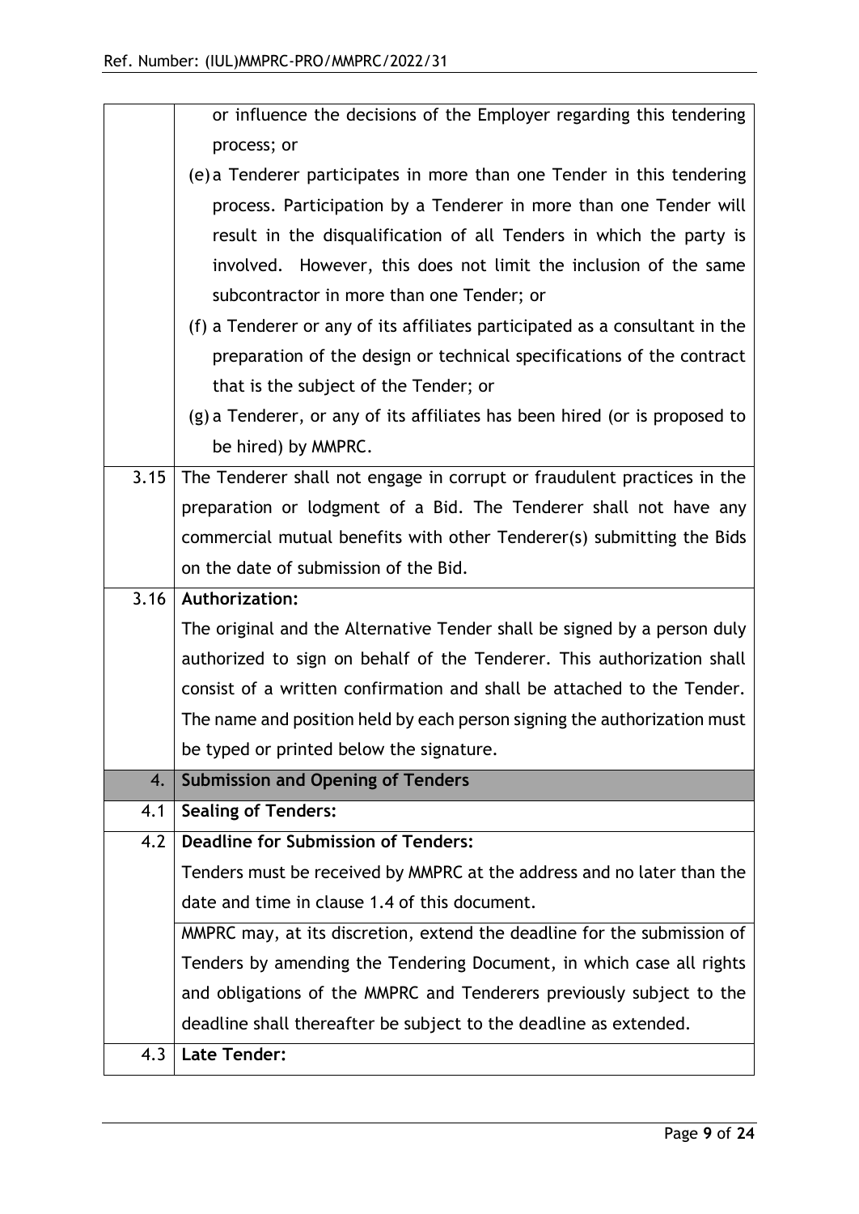| | |
|---|---|
| | or influence the decisions of the Employer regarding this tendering process; or<br>(e) a Tenderer participates in more than one Tender in this tendering process. Participation by a Tenderer in more than one Tender will result in the disqualification of all Tenders in which the party is involved. However, this does not limit the inclusion of the same subcontractor in more than one Tender; or<br>(f) a Tenderer or any of its affiliates participated as a consultant in the preparation of the design or technical specifications of the contract that is the subject of the Tender; or<br>(g) a Tenderer, or any of its affiliates has been hired (or is proposed to be hired) by MMPRC. |
| 3.15 | The Tenderer shall not engage in corrupt or fraudulent practices in the preparation or lodgment of a Bid. The Tenderer shall not have any commercial mutual benefits with other Tenderer(s) submitting the Bids on the date of submission of the Bid. |
| 3.16 | **Authorization:**<br>The original and the Alternative Tender shall be signed by a person duly authorized to sign on behalf of the Tenderer. This authorization shall consist of a written confirmation and shall be attached to the Tender. The name and position held by each person signing the authorization must be typed or printed below the signature. |
| 4. | **Submission and Opening of Tenders** |
| 4.1 | **Sealing of Tenders:** |
| 4.2 | **Deadline for Submission of Tenders:**<br>Tenders must be received by MMPRC at the address and no later than the date and time in clause 1.4 of this document. |
| | MMPRC may, at its discretion, extend the deadline for the submission of Tenders by amending the Tendering Document, in which case all rights and obligations of the MMPRC and Tenderers previously subject to the deadline shall thereafter be subject to the deadline as extended. |
| 4.3 | **Late Tender:** |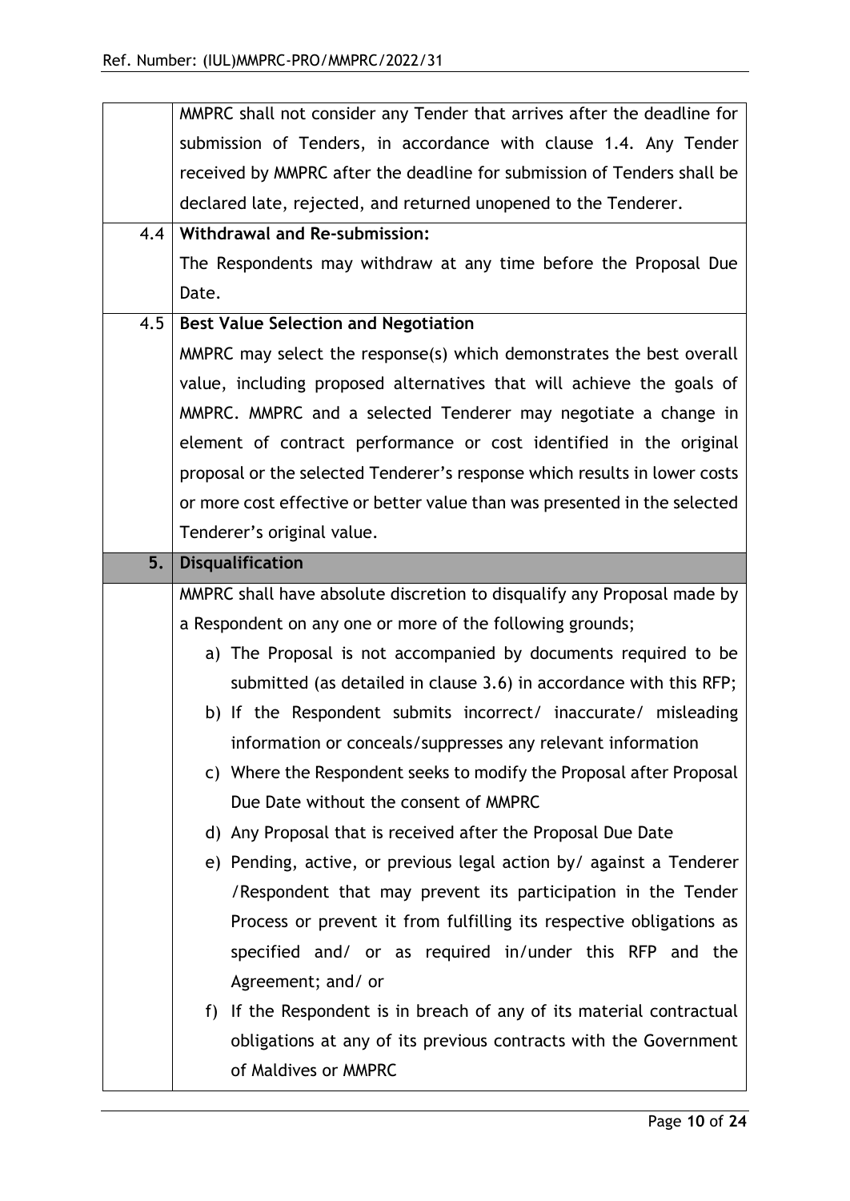| | |
|---|---|
| | MMPRC shall not consider any Tender that arrives after the deadline for submission of Tenders, in accordance with clause 1.4. Any Tender received by MMPRC after the deadline for submission of Tenders shall be declared late, rejected, and returned unopened to the Tenderer. |
| 4.4 | **Withdrawal and Re-submission:**<br>The Respondents may withdraw at any time before the Proposal Due Date. |
| 4.5 | **Best Value Selection and Negotiation**<br>MMPRC may select the response(s) which demonstrates the best overall value, including proposed alternatives that will achieve the goals of MMPRC. MMPRC and a selected Tenderer may negotiate a change in element of contract performance or cost identified in the original proposal or the selected Tenderer's response which results in lower costs or more cost effective or better value than was presented in the selected Tenderer's original value. |
| **5.** | **Disqualification** |
| | MMPRC shall have absolute discretion to disqualify any Proposal made by a Respondent on any one or more of the following grounds;<br>a) The Proposal is not accompanied by documents required to be submitted (as detailed in clause 3.6) in accordance with this RFP;<br>b) If the Respondent submits incorrect/ inaccurate/ misleading information or conceals/suppresses any relevant information<br>c) Where the Respondent seeks to modify the Proposal after Proposal Due Date without the consent of MMPRC<br>d) Any Proposal that is received after the Proposal Due Date<br>e) Pending, active, or previous legal action by/ against a Tenderer /Respondent that may prevent its participation in the Tender Process or prevent it from fulfilling its respective obligations as specified and/ or as required in/under this RFP and the Agreement; and/ or<br>f) If the Respondent is in breach of any of its material contractual obligations at any of its previous contracts with the Government of Maldives or MMPRC |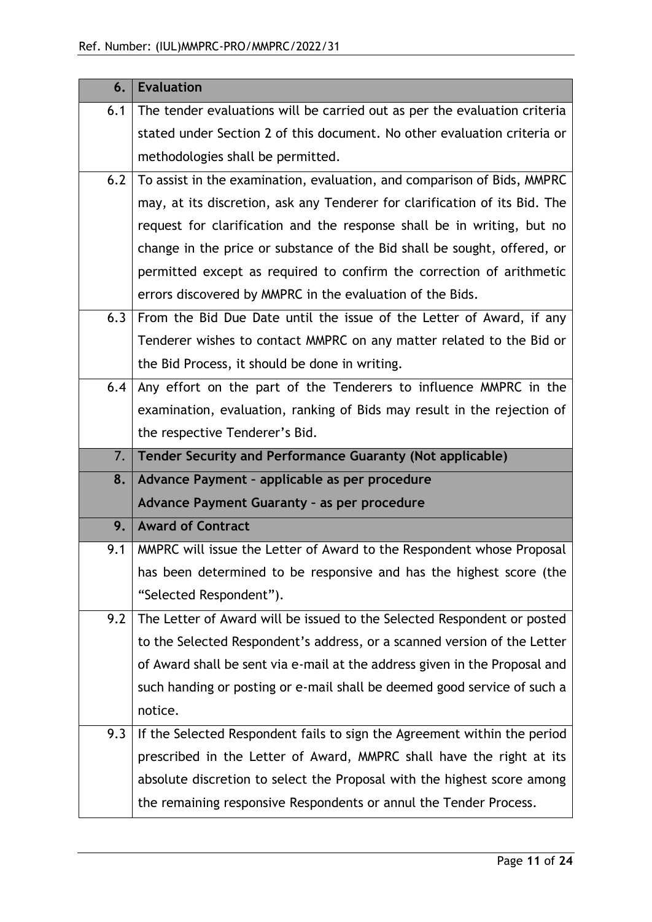| 6. | **Evaluation** |
|---|---|
| 6.1 | The tender evaluations will be carried out as per the evaluation criteria stated under Section 2 of this document. No other evaluation criteria or methodologies shall be permitted. |
| 6.2 | To assist in the examination, evaluation, and comparison of Bids, MMPRC may, at its discretion, ask any Tenderer for clarification of its Bid. The request for clarification and the response shall be in writing, but no change in the price or substance of the Bid shall be sought, offered, or permitted except as required to confirm the correction of arithmetic errors discovered by MMPRC in the evaluation of the Bids. |
| 6.3 | From the Bid Due Date until the issue of the Letter of Award, if any Tenderer wishes to contact MMPRC on any matter related to the Bid or the Bid Process, it should be done in writing. |
| 6.4 | Any effort on the part of the Tenderers to influence MMPRC in the examination, evaluation, ranking of Bids may result in the rejection of the respective Tenderer's Bid. |
| 7. | **Tender Security and Performance Guaranty (Not applicable)** |
| 8. | **Advance Payment – applicable as per procedure**<br>**Advance Payment Guaranty – as per procedure** |
| 9. | **Award of Contract** |
| 9.1 | MMPRC will issue the Letter of Award to the Respondent whose Proposal has been determined to be responsive and has the highest score (the "Selected Respondent"). |
| 9.2 | The Letter of Award will be issued to the Selected Respondent or posted to the Selected Respondent's address, or a scanned version of the Letter of Award shall be sent via e-mail at the address given in the Proposal and such handing or posting or e-mail shall be deemed good service of such a notice. |
| 9.3 | If the Selected Respondent fails to sign the Agreement within the period prescribed in the Letter of Award, MMPRC shall have the right at its absolute discretion to select the Proposal with the highest score among the remaining responsive Respondents or annul the Tender Process. |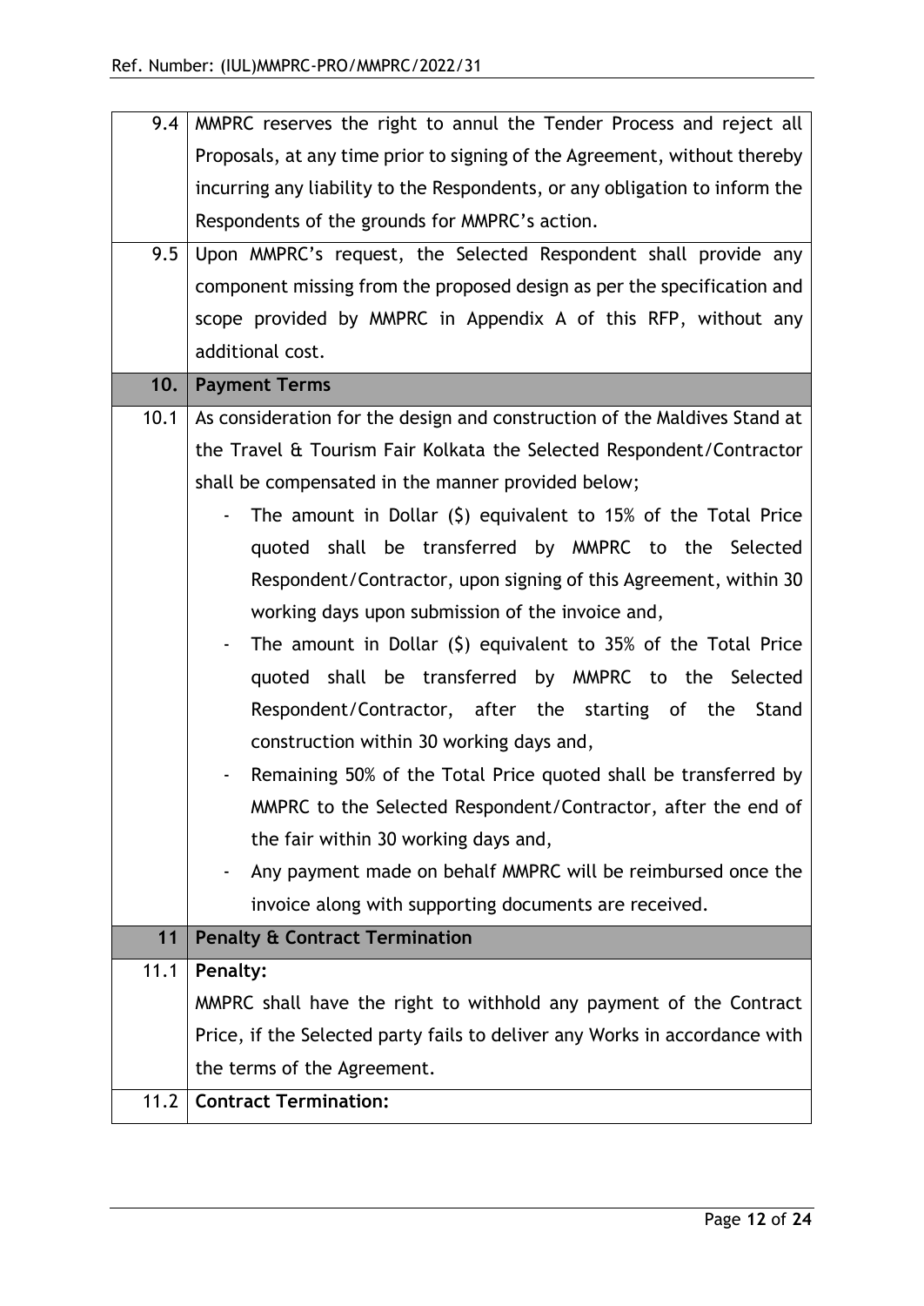| | |
|---|---|
| 9.4 | MMPRC reserves the right to annul the Tender Process and reject all Proposals, at any time prior to signing of the Agreement, without thereby incurring any liability to the Respondents, or any obligation to inform the Respondents of the grounds for MMPRC's action. |
| 9.5 | Upon MMPRC's request, the Selected Respondent shall provide any component missing from the proposed design as per the specification and scope provided by MMPRC in Appendix A of this RFP, without any additional cost. |
| **10.** | **Payment Terms** |
| 10.1 | As consideration for the design and construction of the Maldives Stand at the Travel & Tourism Fair Kolkata the Selected Respondent/Contractor shall be compensated in the manner provided below;<br>- The amount in Dollar ($) equivalent to 15% of the Total Price quoted shall be transferred by MMPRC to the Selected Respondent/Contractor, upon signing of this Agreement, within 30 working days upon submission of the invoice and,<br>- The amount in Dollar ($) equivalent to 35% of the Total Price quoted shall be transferred by MMPRC to the Selected Respondent/Contractor, after the starting of the Stand construction within 30 working days and,<br>- Remaining 50% of the Total Price quoted shall be transferred by MMPRC to the Selected Respondent/Contractor, after the end of the fair within 30 working days and,<br>- Any payment made on behalf MMPRC will be reimbursed once the invoice along with supporting documents are received. |
| **11** | **Penalty & Contract Termination** |
| 11.1 | **Penalty:**<br>MMPRC shall have the right to withhold any payment of the Contract Price, if the Selected party fails to deliver any Works in accordance with the terms of the Agreement. |
| 11.2 | **Contract Termination:** |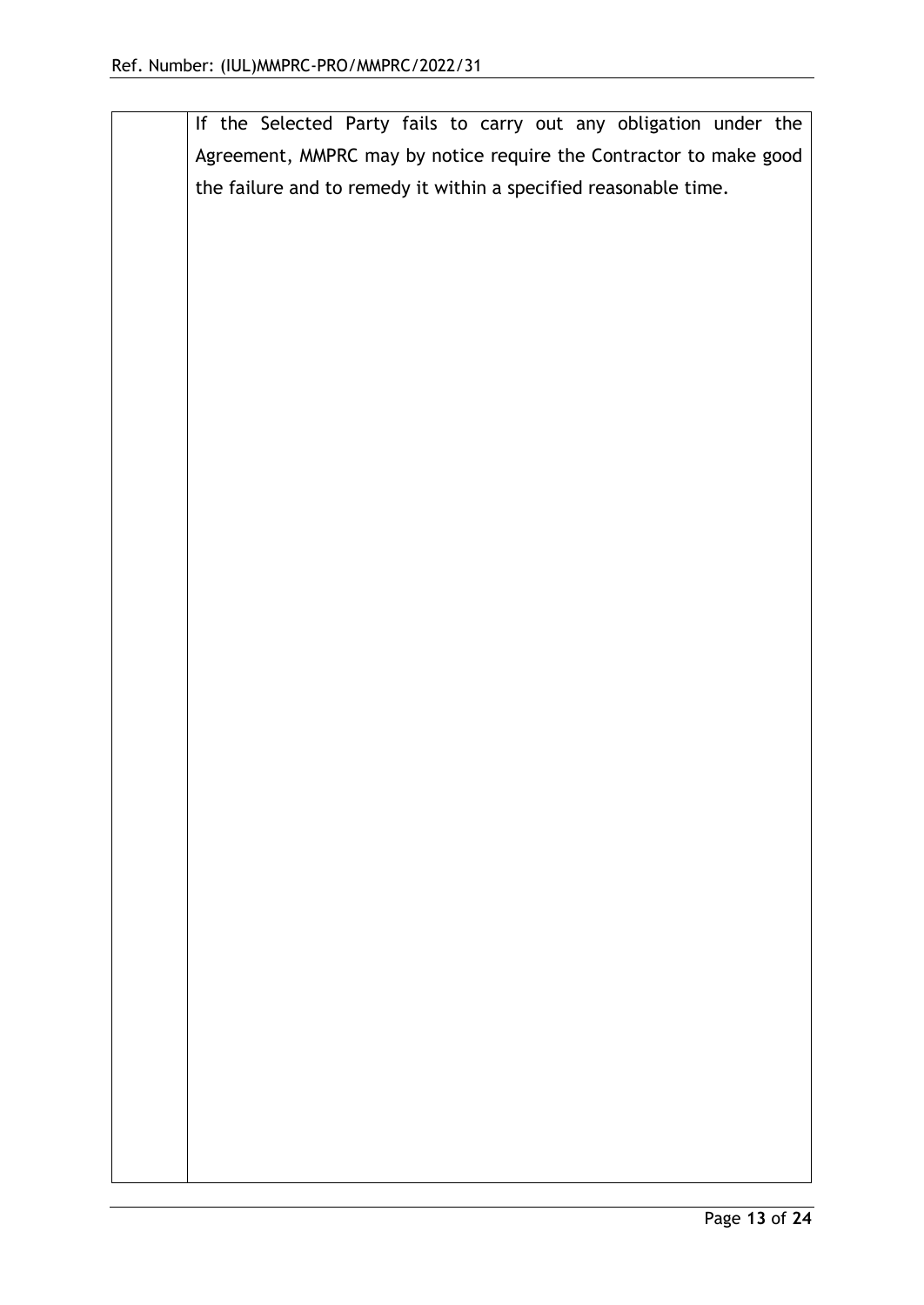| | |
|---|---|
| | If the Selected Party fails to carry out any obligation under the Agreement, MMPRC may by notice require the Contractor to make good the failure and to remedy it within a specified reasonable time. |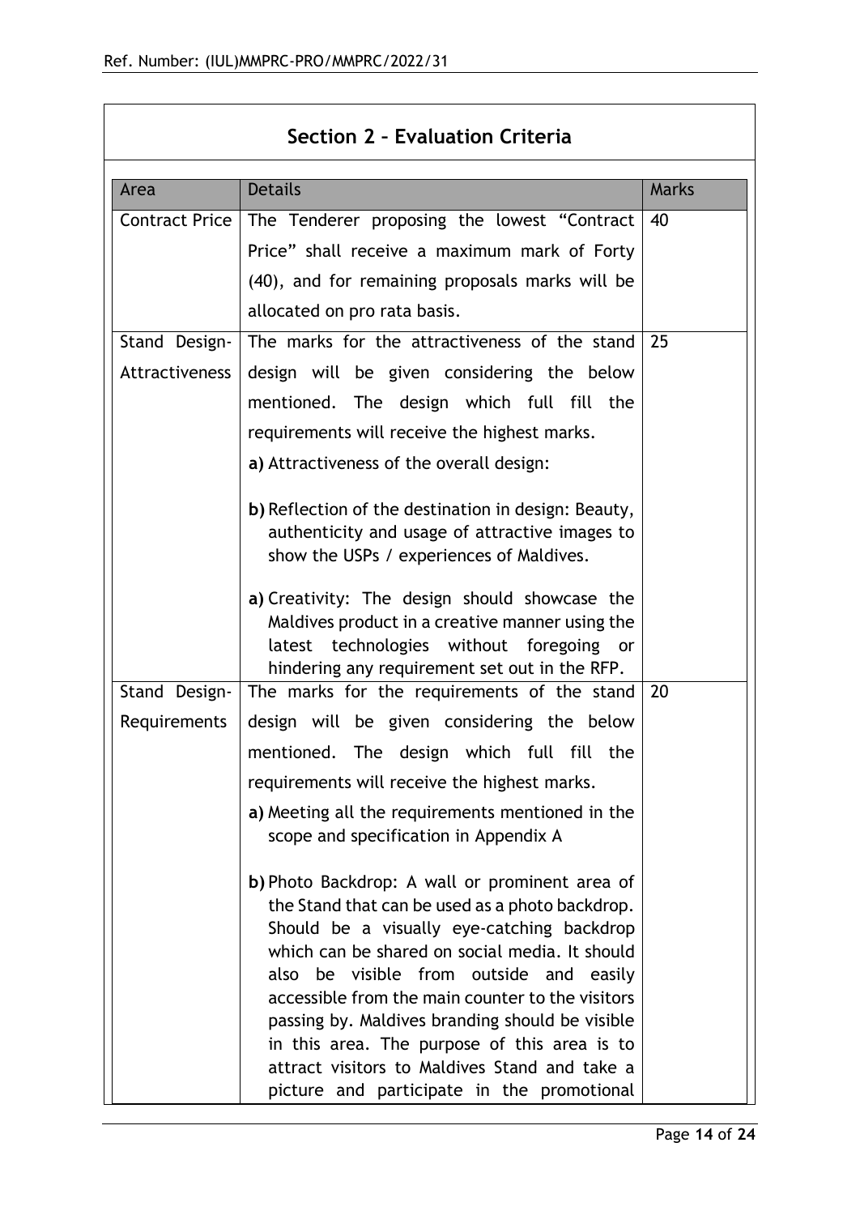## Section 2 – Evaluation Criteria

| Area | Details | Marks |
|---|---|---|
| Contract Price | The Tenderer proposing the lowest "Contract Price" shall receive a maximum mark of Forty (40), and for remaining proposals marks will be allocated on pro rata basis. | 40 |
| Stand Design-Attractiveness | The marks for the attractiveness of the stand design will be given considering the below mentioned. The design which full fill the requirements will receive the highest marks.<br>**a)** Attractiveness of the overall design:<br>**b)** Reflection of the destination in design: Beauty, authenticity and usage of attractive images to show the USPs / experiences of Maldives.<br>**a)** Creativity: The design should showcase the Maldives product in a creative manner using the latest technologies without foregoing or hindering any requirement set out in the RFP. | 25 |
| Stand Design-Requirements | The marks for the requirements of the stand design will be given considering the below mentioned. The design which full fill the requirements will receive the highest marks.<br>**a)** Meeting all the requirements mentioned in the scope and specification in Appendix A<br>**b)** Photo Backdrop: A wall or prominent area of the Stand that can be used as a photo backdrop. Should be a visually eye-catching backdrop which can be shared on social media. It should also be visible from outside and easily accessible from the main counter to the visitors passing by. Maldives branding should be visible in this area. The purpose of this area is to attract visitors to Maldives Stand and take a picture and participate in the promotional | 20 |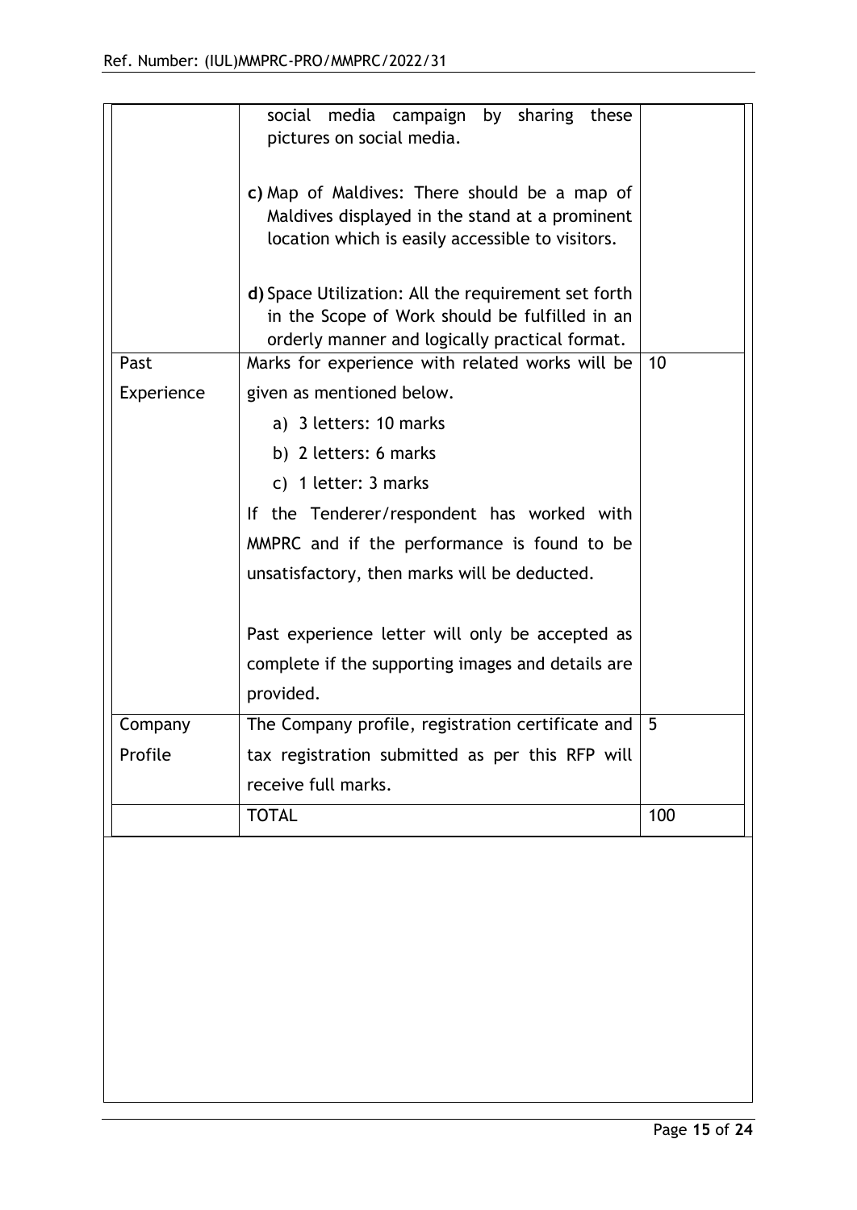| | | |
|---|---|---|
| | social media campaign by sharing these pictures on social media.<br><br>**c)** Map of Maldives: There should be a map of Maldives displayed in the stand at a prominent location which is easily accessible to visitors.<br><br>**d)** Space Utilization: All the requirement set forth in the Scope of Work should be fulfilled in an orderly manner and logically practical format. | |
| Past Experience | Marks for experience with related works will be given as mentioned below.<br>a) 3 letters: 10 marks<br>b) 2 letters: 6 marks<br>c) 1 letter: 3 marks<br>If the Tenderer/respondent has worked with MMPRC and if the performance is found to be unsatisfactory, then marks will be deducted.<br><br>Past experience letter will only be accepted as complete if the supporting images and details are provided. | 10 |
| Company Profile | The Company profile, registration certificate and tax registration submitted as per this RFP will receive full marks. | 5 |
| | TOTAL | 100 |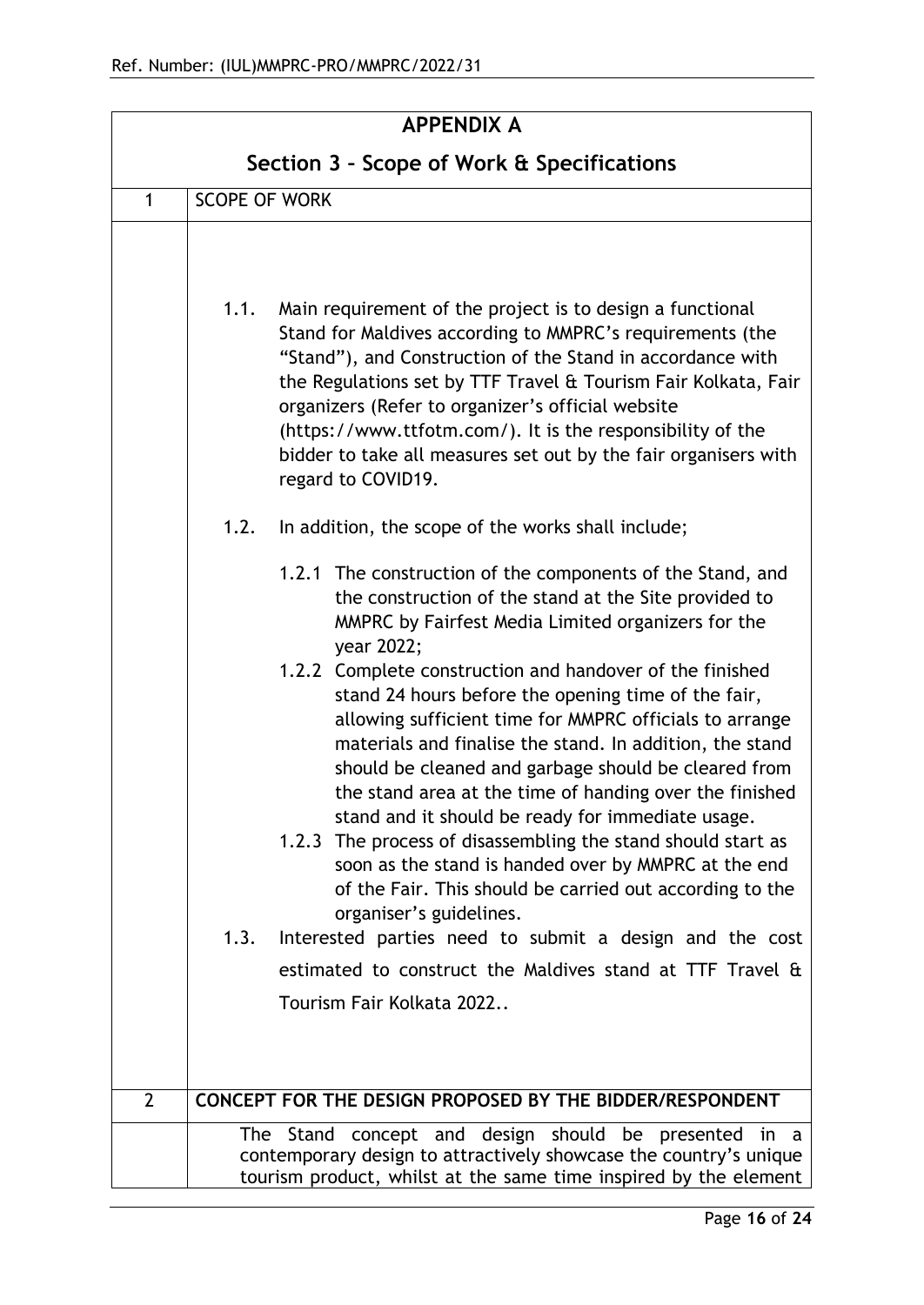## APPENDIX A

## Section 3 – Scope of Work & Specifications

| | |
|---|---|
| 1 | SCOPE OF WORK |

1.1. Main requirement of the project is to design a functional Stand for Maldives according to MMPRC's requirements (the "Stand"), and Construction of the Stand in accordance with the Regulations set by TTF Travel & Tourism Fair Kolkata, Fair organizers (Refer to organizer's official website (https://www.ttfotm.com/). It is the responsibility of the bidder to take all measures set out by the fair organisers with regard to COVID19.

1.2. In addition, the scope of the works shall include;

1.2.1 The construction of the components of the Stand, and the construction of the stand at the Site provided to MMPRC by Fairfest Media Limited organizers for the year 2022;

1.2.2 Complete construction and handover of the finished stand 24 hours before the opening time of the fair, allowing sufficient time for MMPRC officials to arrange materials and finalise the stand. In addition, the stand should be cleaned and garbage should be cleared from the stand area at the time of handing over the finished stand and it should be ready for immediate usage.

1.2.3 The process of disassembling the stand should start as soon as the stand is handed over by MMPRC at the end of the Fair. This should be carried out according to the organiser's guidelines.

1.3. Interested parties need to submit a design and the cost estimated to construct the Maldives stand at TTF Travel & Tourism Fair Kolkata 2022..

| | |
|---|---|
| 2 | **CONCEPT FOR THE DESIGN PROPOSED BY THE BIDDER/RESPONDENT** |

The Stand concept and design should be presented in a contemporary design to attractively showcase the country's unique tourism product, whilst at the same time inspired by the element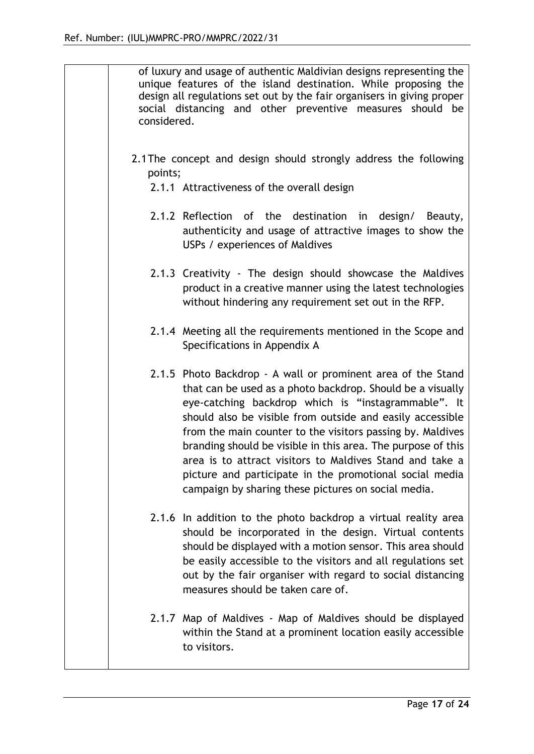of luxury and usage of authentic Maldivian designs representing the unique features of the island destination. While proposing the design all regulations set out by the fair organisers in giving proper social distancing and other preventive measures should be considered.

2.1 The concept and design should strongly address the following points;

- 2.1.1 Attractiveness of the overall design
- 2.1.2 Reflection of the destination in design/ Beauty, authenticity and usage of attractive images to show the USPs / experiences of Maldives
- 2.1.3 Creativity - The design should showcase the Maldives product in a creative manner using the latest technologies without hindering any requirement set out in the RFP.
- 2.1.4 Meeting all the requirements mentioned in the Scope and Specifications in Appendix A
- 2.1.5 Photo Backdrop - A wall or prominent area of the Stand that can be used as a photo backdrop. Should be a visually eye-catching backdrop which is "instagrammable". It should also be visible from outside and easily accessible from the main counter to the visitors passing by. Maldives branding should be visible in this area. The purpose of this area is to attract visitors to Maldives Stand and take a picture and participate in the promotional social media campaign by sharing these pictures on social media.
- 2.1.6 In addition to the photo backdrop a virtual reality area should be incorporated in the design. Virtual contents should be displayed with a motion sensor. This area should be easily accessible to the visitors and all regulations set out by the fair organiser with regard to social distancing measures should be taken care of.
- 2.1.7 Map of Maldives - Map of Maldives should be displayed within the Stand at a prominent location easily accessible to visitors.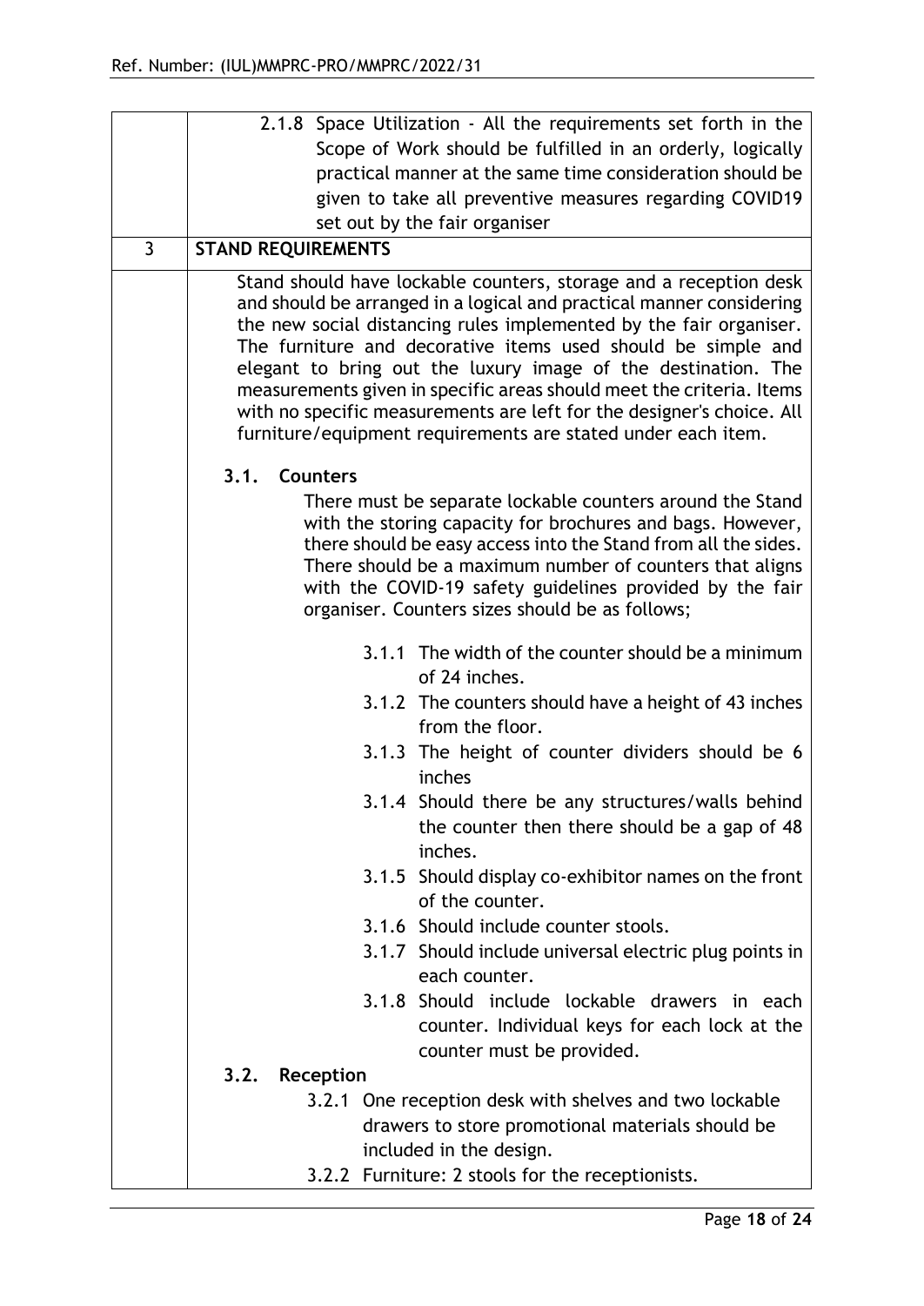| | |
|---|---|
| | 2.1.8 Space Utilization - All the requirements set forth in the Scope of Work should be fulfilled in an orderly, logically practical manner at the same time consideration should be given to take all preventive measures regarding COVID19 set out by the fair organiser |
| 3 | **STAND REQUIREMENTS** |
| | Stand should have lockable counters, storage and a reception desk and should be arranged in a logical and practical manner considering the new social distancing rules implemented by the fair organiser. The furniture and decorative items used should be simple and elegant to bring out the luxury image of the destination. The measurements given in specific areas should meet the criteria. Items with no specific measurements are left for the designer's choice. All furniture/equipment requirements are stated under each item.<br><br>**3.1. Counters**<br><br>There must be separate lockable counters around the Stand with the storing capacity for brochures and bags. However, there should be easy access into the Stand from all the sides. There should be a maximum number of counters that aligns with the COVID-19 safety guidelines provided by the fair organiser. Counters sizes should be as follows;<br><br>3.1.1 The width of the counter should be a minimum of 24 inches.<br>3.1.2 The counters should have a height of 43 inches from the floor.<br>3.1.3 The height of counter dividers should be 6 inches<br>3.1.4 Should there be any structures/walls behind the counter then there should be a gap of 48 inches.<br>3.1.5 Should display co-exhibitor names on the front of the counter.<br>3.1.6 Should include counter stools.<br>3.1.7 Should include universal electric plug points in each counter.<br>3.1.8 Should include lockable drawers in each counter. Individual keys for each lock at the counter must be provided.<br><br>**3.2. Reception**<br><br>3.2.1 One reception desk with shelves and two lockable drawers to store promotional materials should be included in the design.<br>3.2.2 Furniture: 2 stools for the receptionists. |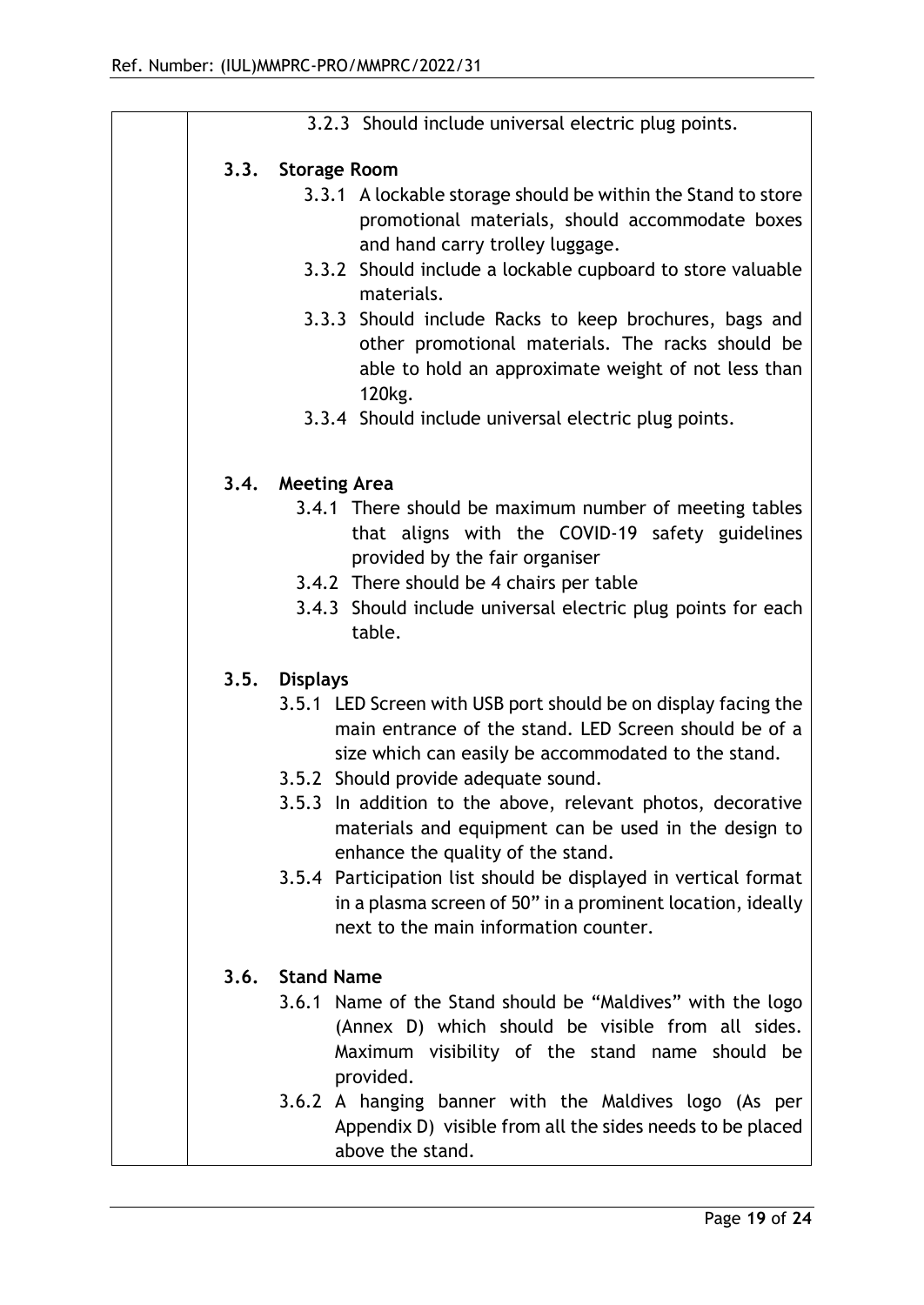3.2.3 Should include universal electric plug points.

**3.3. Storage Room**

3.3.1 A lockable storage should be within the Stand to store promotional materials, should accommodate boxes and hand carry trolley luggage.

3.3.2 Should include a lockable cupboard to store valuable materials.

3.3.3 Should include Racks to keep brochures, bags and other promotional materials. The racks should be able to hold an approximate weight of not less than 120kg.

3.3.4 Should include universal electric plug points.

**3.4. Meeting Area**

3.4.1 There should be maximum number of meeting tables that aligns with the COVID-19 safety guidelines provided by the fair organiser

3.4.2 There should be 4 chairs per table

3.4.3 Should include universal electric plug points for each table.

**3.5. Displays**

3.5.1 LED Screen with USB port should be on display facing the main entrance of the stand. LED Screen should be of a size which can easily be accommodated to the stand.

3.5.2 Should provide adequate sound.

3.5.3 In addition to the above, relevant photos, decorative materials and equipment can be used in the design to enhance the quality of the stand.

3.5.4 Participation list should be displayed in vertical format in a plasma screen of 50" in a prominent location, ideally next to the main information counter.

**3.6. Stand Name**

3.6.1 Name of the Stand should be "Maldives" with the logo (Annex D) which should be visible from all sides. Maximum visibility of the stand name should be provided.

3.6.2 A hanging banner with the Maldives logo (As per Appendix D) visible from all the sides needs to be placed above the stand.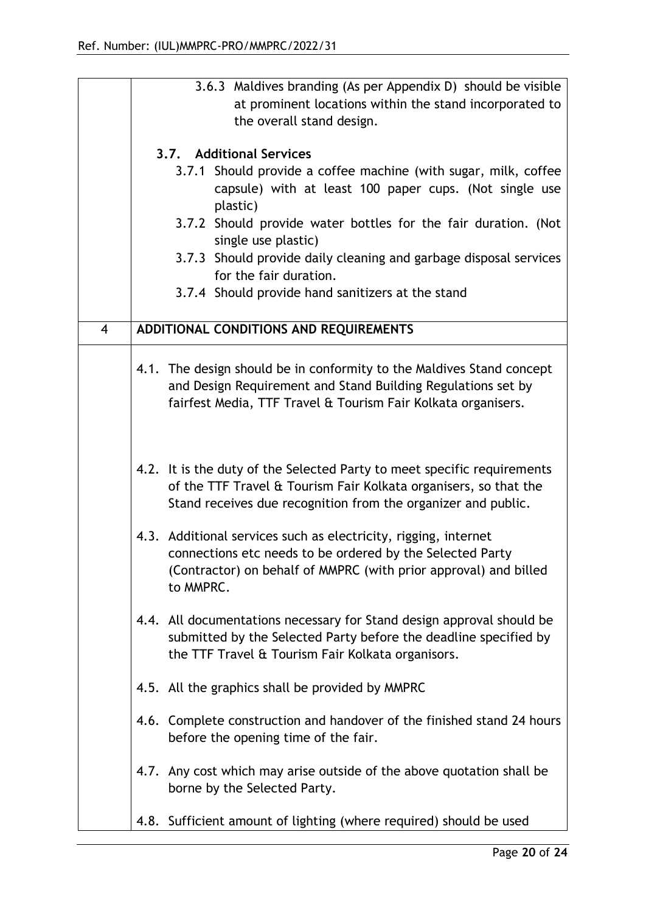Ref. Number: (IUL)MMPRC-PRO/MMPRC/2022/31

| | |
|---|---|
| | 3.6.3 Maldives branding (As per Appendix D) should be visible at prominent locations within the stand incorporated to the overall stand design.<br><br>**3.7. Additional Services**<br>3.7.1 Should provide a coffee machine (with sugar, milk, coffee capsule) with at least 100 paper cups. (Not single use plastic)<br>3.7.2 Should provide water bottles for the fair duration. (Not single use plastic)<br>3.7.3 Should provide daily cleaning and garbage disposal services for the fair duration.<br>3.7.4 Should provide hand sanitizers at the stand |
| 4 | **ADDITIONAL CONDITIONS AND REQUIREMENTS** |
| | 4.1. The design should be in conformity to the Maldives Stand concept and Design Requirement and Stand Building Regulations set by fairfest Media, TTF Travel & Tourism Fair Kolkata organisers.<br><br>4.2. It is the duty of the Selected Party to meet specific requirements of the TTF Travel & Tourism Fair Kolkata organisers, so that the Stand receives due recognition from the organizer and public.<br><br>4.3. Additional services such as electricity, rigging, internet connections etc needs to be ordered by the Selected Party (Contractor) on behalf of MMPRC (with prior approval) and billed to MMPRC.<br><br>4.4. All documentations necessary for Stand design approval should be submitted by the Selected Party before the deadline specified by the TTF Travel & Tourism Fair Kolkata organisors.<br><br>4.5. All the graphics shall be provided by MMPRC<br><br>4.6. Complete construction and handover of the finished stand 24 hours before the opening time of the fair.<br><br>4.7. Any cost which may arise outside of the above quotation shall be borne by the Selected Party.<br><br>4.8. Sufficient amount of lighting (where required) should be used |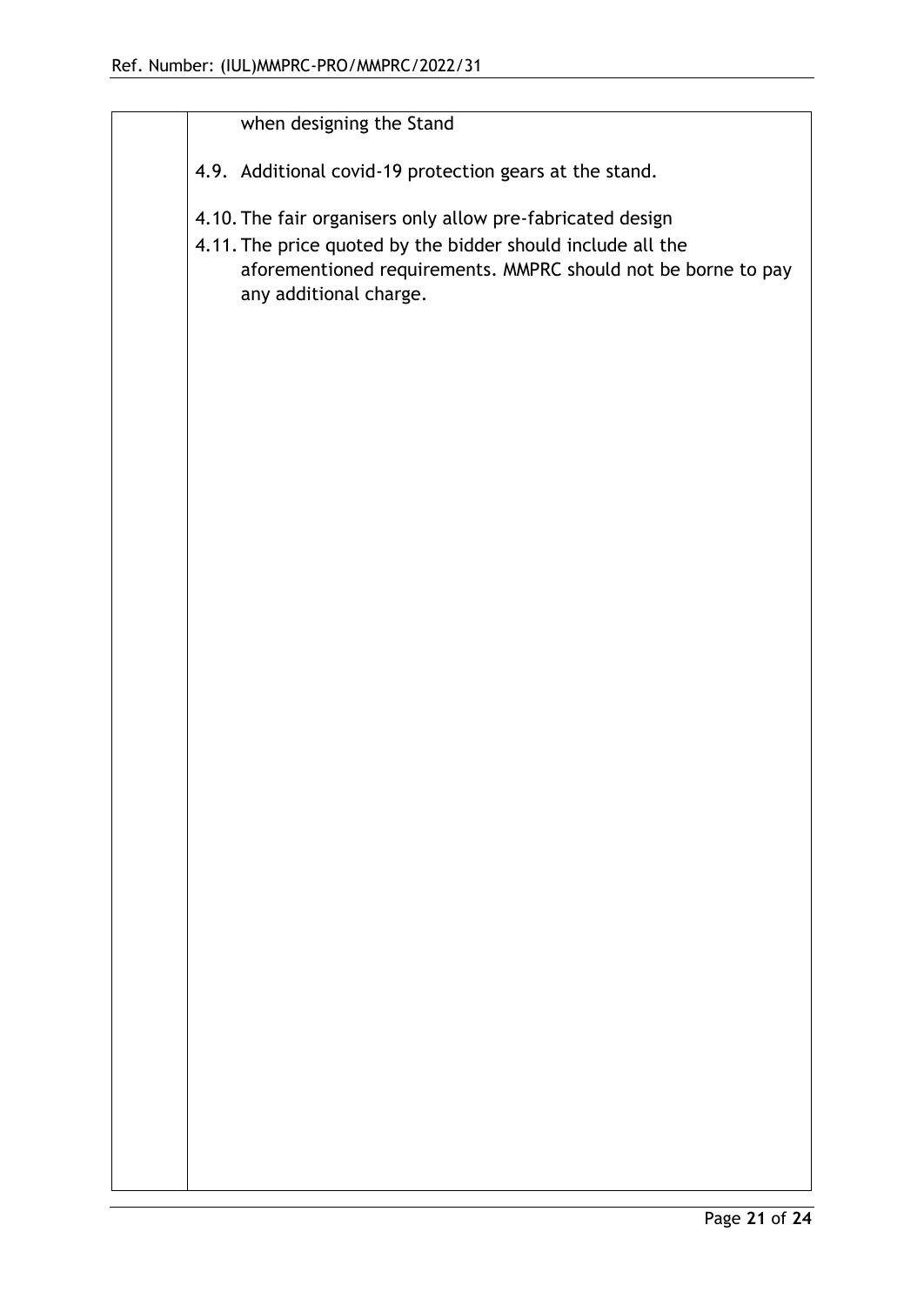|  | when designing the Stand<br><br>4.9. Additional covid-19 protection gears at the stand.<br><br>4.10. The fair organisers only allow pre-fabricated design<br>4.11. The price quoted by the bidder should include all the aforementioned requirements. MMPRC should not be borne to pay any additional charge. |
|---|---|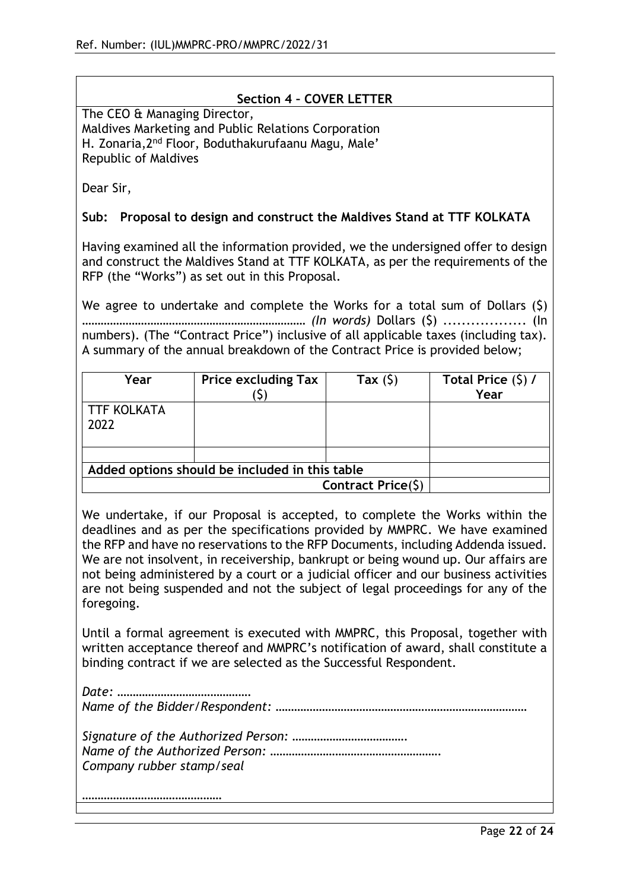## Section 4 – COVER LETTER

The CEO & Managing Director,
Maldives Marketing and Public Relations Corporation
H. Zonaria,2nd Floor, Boduthakurufaanu Magu, Male'
Republic of Maldives

Dear Sir,

**Sub: Proposal to design and construct the Maldives Stand at TTF KOLKATA**

Having examined all the information provided, we the undersigned offer to design and construct the Maldives Stand at TTF KOLKATA, as per the requirements of the RFP (the "Works") as set out in this Proposal.

We agree to undertake and complete the Works for a total sum of Dollars ($) ……………………………………………………………… *(In words)* Dollars ($) .................. (In numbers). (The "Contract Price") inclusive of all applicable taxes (including tax). A summary of the annual breakdown of the Contract Price is provided below;

| Year | Price excluding Tax ($) | Tax ($) | Total Price ($) / Year |
|---|---|---|---|
| TTF KOLKATA 2022 | | | |
| | | | |
| **Added options should be included in this table** | | | |
| | | **Contract Price($)** | |

We undertake, if our Proposal is accepted, to complete the Works within the deadlines and as per the specifications provided by MMPRC. We have examined the RFP and have no reservations to the RFP Documents, including Addenda issued. We are not insolvent, in receivership, bankrupt or being wound up. Our affairs are not being administered by a court or a judicial officer and our business activities are not being suspended and not the subject of legal proceedings for any of the foregoing.

Until a formal agreement is executed with MMPRC, this Proposal, together with written acceptance thereof and MMPRC's notification of award, shall constitute a binding contract if we are selected as the Successful Respondent.

*Date:* ……………………………………
*Name of the Bidder/Respondent:* ……………………………………………………………………

*Signature of the Authorized Person:* ……………………………….
*Name of the Authorized Person:* ……………………………………………….
*Company rubber stamp/seal*

………………………………………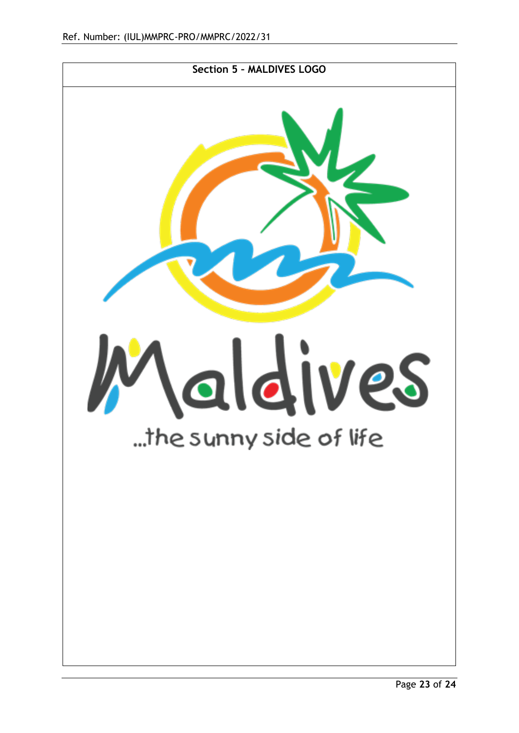## Section 5 – MALDIVES LOGO

Maldives

...the sunny side of life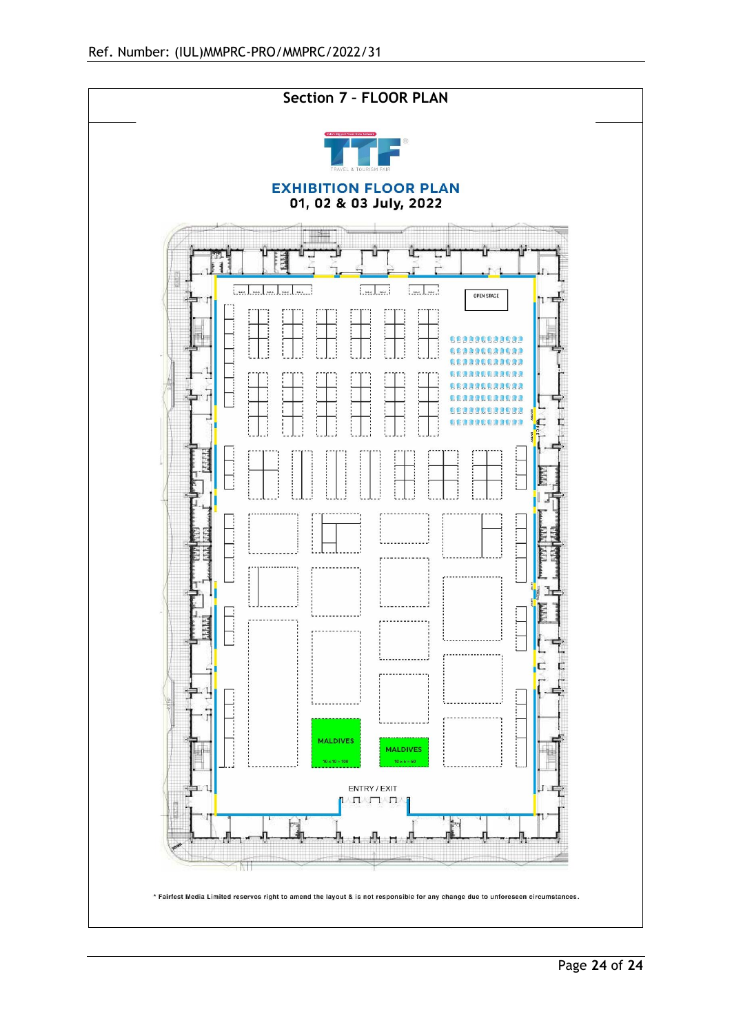## Section 7 – FLOOR PLAN

TTF

TRAVEL & TOURISM FAIR

**EXHIBITION FLOOR PLAN**

**01, 02 & 03 July, 2022**

OPEN STAGE

MALDIVES

10 x 10 = 100

MALDIVES

10 x 6 = 60

ENTRY / EXIT

* Fairfest Media Limited reserves right to amend the layout & is not responsible for any change due to unforeseen circumstances.